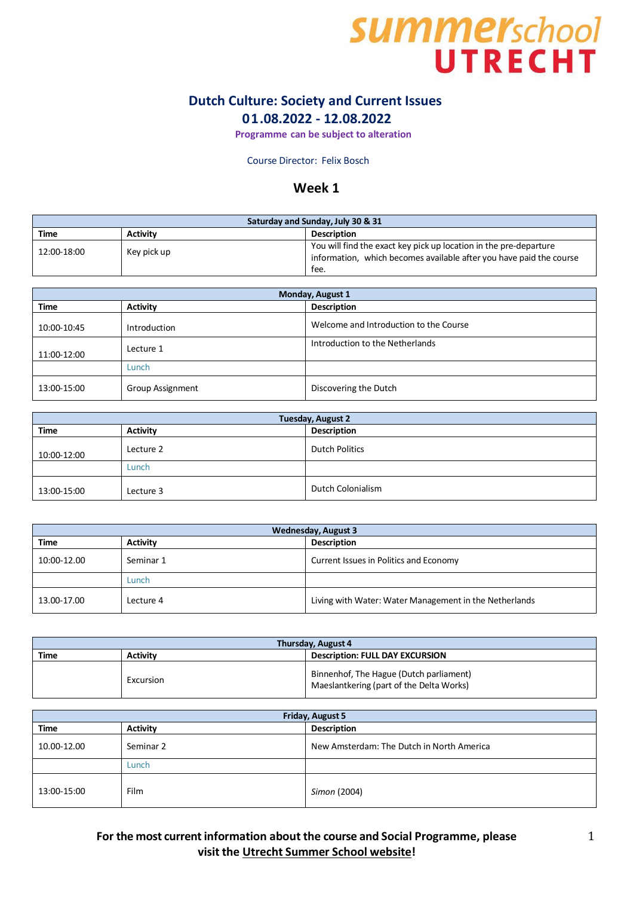summerschool UTRECHT

# Dutch Culture: Society and Current Issues

## 01.08.2022 - 12.08.2022

**Programme can be subject to alteration**

Course Director: Felix Bosch

## Week 1

| Saturday and Sunday, July 30 & 31 | | |
|---|---|---|
| **Time** | **Activity** | **Description** |
| 12:00-18:00 | Key pick up | You will find the exact key pick up location in the pre-departure information, which becomes available after you have paid the course fee. |

| Monday, August 1 | | |
|---|---|---|
| **Time** | **Activity** | **Description** |
| 10:00-10:45 | Introduction | Welcome and Introduction to the Course |
| 11:00-12:00 | Lecture 1 | Introduction to the Netherlands |
| | Lunch | |
| 13:00-15:00 | Group Assignment | Discovering the Dutch |

| Tuesday, August 2 | | |
|---|---|---|
| **Time** | **Activity** | **Description** |
| 10:00-12:00 | Lecture 2 | Dutch Politics |
| | Lunch | |
| 13:00-15:00 | Lecture 3 | Dutch Colonialism |

| Wednesday, August 3 | | |
|---|---|---|
| **Time** | **Activity** | **Description** |
| 10:00-12.00 | Seminar 1 | Current Issues in Politics and Economy |
| | Lunch | |
| 13.00-17.00 | Lecture 4 | Living with Water: Water Management in the Netherlands |

| Thursday, August 4 | | |
|---|---|---|
| **Time** | **Activity** | **Description: FULL DAY EXCURSION** |
| | Excursion | Binnenhof, The Hague (Dutch parliament)<br>Maeslantkering (part of the Delta Works) |

| Friday, August 5 | | |
|---|---|---|
| **Time** | **Activity** | **Description** |
| 10.00-12.00 | Seminar 2 | New Amsterdam: The Dutch in North America |
| | Lunch | |
| 13:00-15:00 | Film | *Simon* (2004) |

**For the most current information about the course and Social Programme, please visit the Utrecht Summer School website!**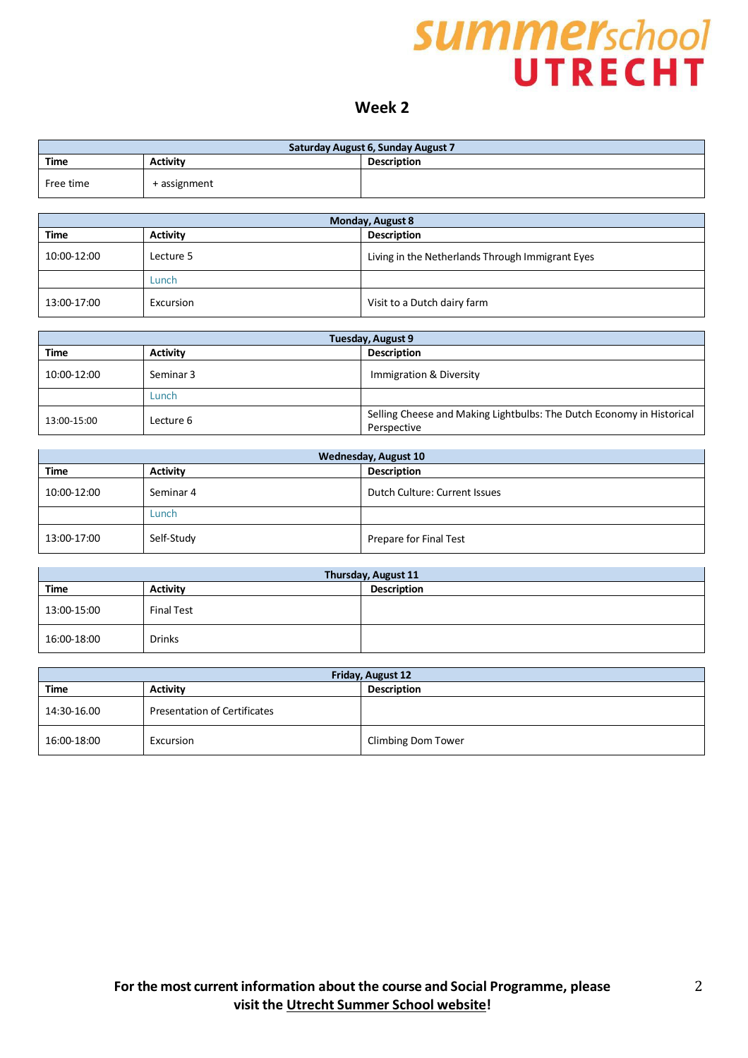summerschool UTRECHT

## Week 2

| Saturday August 6, Sunday August 7 | | |
|---|---|---|
| **Time** | **Activity** | **Description** |
| Free time | + assignment | |

| Monday, August 8 | | |
|---|---|---|
| **Time** | **Activity** | **Description** |
| 10:00-12:00 | Lecture 5 | Living in the Netherlands Through Immigrant Eyes |
| | Lunch | |
| 13:00-17:00 | Excursion | Visit to a Dutch dairy farm |

| Tuesday, August 9 | | |
|---|---|---|
| **Time** | **Activity** | **Description** |
| 10:00-12:00 | Seminar 3 | Immigration & Diversity |
| | Lunch | |
| 13:00-15:00 | Lecture 6 | Selling Cheese and Making Lightbulbs: The Dutch Economy in Historical Perspective |

| Wednesday, August 10 | | |
|---|---|---|
| **Time** | **Activity** | **Description** |
| 10:00-12:00 | Seminar 4 | Dutch Culture: Current Issues |
| | Lunch | |
| 13:00-17:00 | Self-Study | Prepare for Final Test |

| Thursday, August 11 | | |
|---|---|---|
| **Time** | **Activity** | **Description** |
| 13:00-15:00 | Final Test | |
| 16:00-18:00 | Drinks | |

| Friday, August 12 | | |
|---|---|---|
| **Time** | **Activity** | **Description** |
| 14:30-16.00 | Presentation of Certificates | |
| 16:00-18:00 | Excursion | Climbing Dom Tower |

**For the most current information about the course and Social Programme, please visit the Utrecht Summer School website!**